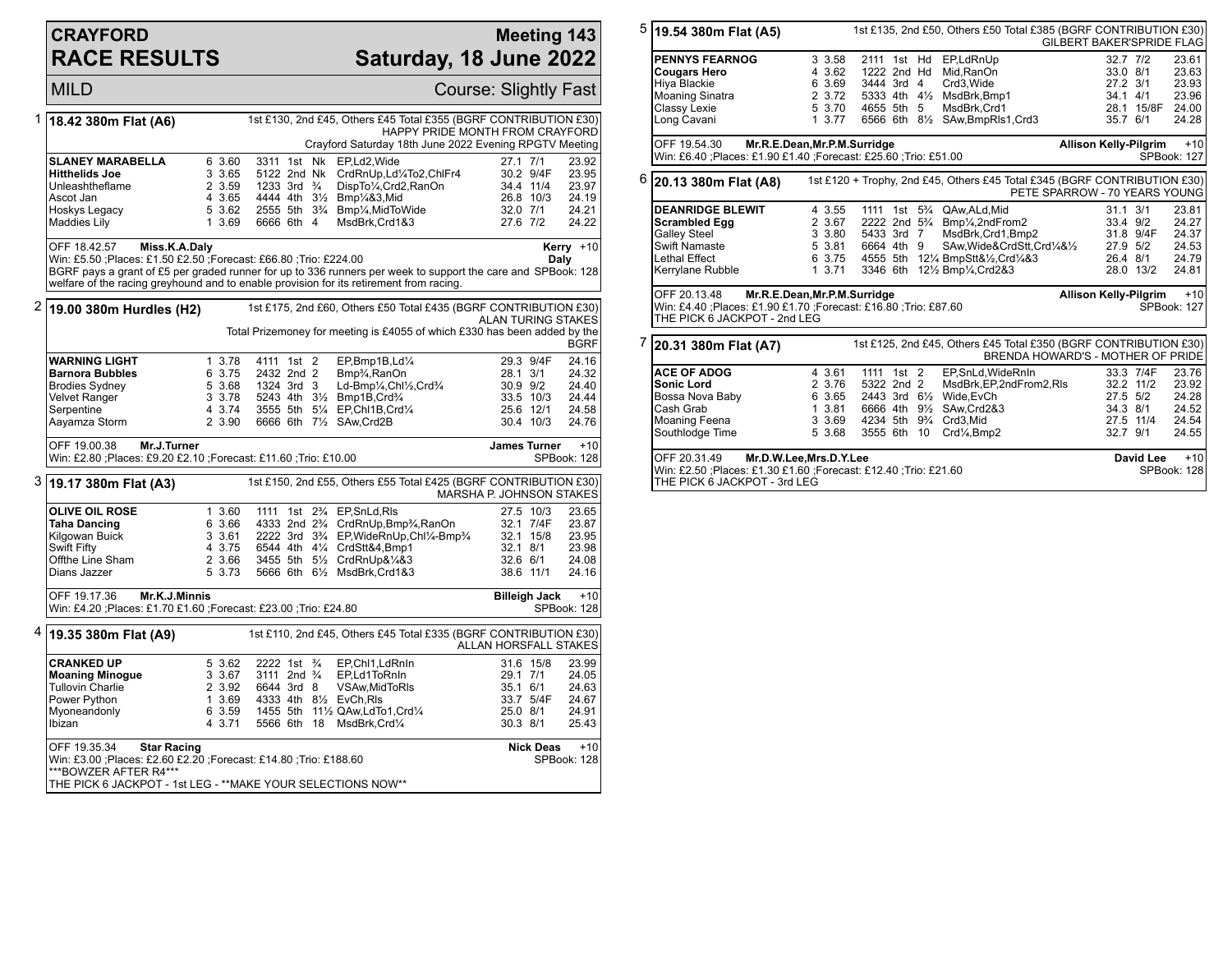# CRAYFORD RACE RESULTS

## Meeting 143 — Saturday, 18 June 2022

MILD — Course: Slightly Fast

### 1 — 18.42 380m Flat (A6)

1st £130, 2nd £45, Others £45 Total £355 (BGRF CONTRIBUTION £30)
HAPPY PRIDE MONTH FROM CRAYFORD
Crayford Saturday 18th June 2022 Evening RPGTV Meeting

| Greyhound | Trap | Sec | Bends | Pos | Dist | Remarks | Wght | SP | Time |
|---|---|---|---|---|---|---|---|---|---|
| **SLANEY MARABELLA** | 6 | 3.60 | 3311 | 1st | Nk | EP,Ld2,Wide | 27.1 | 7/1 | 23.92 |
| **Hitthelids Joe** | 3 | 3.65 | 5122 | 2nd | Nk | CrdRnUp,Ld¼To2,ChlFr4 | 30.2 | 9/4F | 23.95 |
| Unleashtheflame | 2 | 3.59 | 1233 | 3rd | ¾ | DispTo¼,Crd2,RanOn | 34.4 | 11/4 | 23.97 |
| Ascot Jan | 4 | 3.65 | 4444 | 4th | 3½ | Bmp¼&3,Mid | 26.8 | 10/3 | 24.19 |
| Hoskys Legacy | 5 | 3.62 | 2555 | 5th | 3¾ | Bmp¼,MidToWide | 32.0 | 7/1 | 24.21 |
| Maddies Lily | 1 | 3.69 | 6666 | 6th | 4 | MsdBrk,Crd1&3 | 27.6 | 7/2 | 24.22 |

OFF 18.42.57 **Miss.K.A.Daly** — **Kerry Daly** +10
Win: £5.50 ;Places: £1.50 £2.50 ;Forecast: £66.80 ;Trio: £224.00
BGRF pays a grant of £5 per graded runner for up to 336 runners per week to support the care and welfare of the racing greyhound and to enable provision for its retirement from racing. SPBook: 128

### 2 — 19.00 380m Hurdles (H2)

1st £175, 2nd £60, Others £50 Total £435 (BGRF CONTRIBUTION £30)
ALAN TURING STAKES
Total Prizemoney for meeting is £4055 of which £330 has been added by the BGRF

| Greyhound | Trap | Sec | Bends | Pos | Dist | Remarks | Wght | SP | Time |
|---|---|---|---|---|---|---|---|---|---|
| **WARNING LIGHT** | 1 | 3.78 | 4111 | 1st | 2 | EP,Bmp1B,Ld¼ | 29.3 | 9/4F | 24.16 |
| **Barnora Bubbles** | 6 | 3.75 | 2432 | 2nd | 2 | Bmp¾,RanOn | 28.1 | 3/1 | 24.32 |
| Brodies Sydney | 5 | 3.68 | 1324 | 3rd | 3 | Ld-Bmp¼,Chl½,Crd¾ | 30.9 | 9/2 | 24.40 |
| Velvet Ranger | 3 | 3.78 | 5243 | 4th | 3½ | Bmp1B,Crd¾ | 33.5 | 10/3 | 24.44 |
| Serpentine | 4 | 3.74 | 3555 | 5th | 5¼ | EP,Chl1B,Crd¼ | 25.6 | 12/1 | 24.58 |
| Aayamza Storm | 2 | 3.90 | 6666 | 6th | 7½ | SAw,Crd2B | 30.4 | 10/3 | 24.76 |

OFF 19.00.38 **Mr.J.Turner** — **James Turner** +10
Win: £2.80 ;Places: £9.20 £2.10 ;Forecast: £11.60 ;Trio: £10.00 — SPBook: 128

### 3 — 19.17 380m Flat (A3)

1st £150, 2nd £55, Others £55 Total £425 (BGRF CONTRIBUTION £30)
MARSHA P. JOHNSON STAKES

| Greyhound | Trap | Sec | Bends | Pos | Dist | Remarks | Wght | SP | Time |
|---|---|---|---|---|---|---|---|---|---|
| **OLIVE OIL ROSE** | 1 | 3.60 | 1111 | 1st | 2¾ | EP,SnLd,Rls | 27.5 | 10/3 | 23.65 |
| **Taha Dancing** | 6 | 3.66 | 4333 | 2nd | 2¾ | CrdRnUp,Bmp¾,RanOn | 32.1 | 7/4F | 23.87 |
| Kilgowan Buick | 3 | 3.61 | 2222 | 3rd | 3¾ | EP,WideRnUp,Chl¼-Bmp¾ | 32.1 | 15/8 | 23.95 |
| Swift Fifty | 4 | 3.75 | 6544 | 4th | 4¼ | CrdStt&4,Bmp1 | 32.1 | 8/1 | 23.98 |
| Offthe Line Sham | 2 | 3.66 | 3455 | 5th | 5½ | CrdRnUp&¼&3 | 32.6 | 6/1 | 24.08 |
| Dians Jazzer | 5 | 3.73 | 5666 | 6th | 6½ | MsdBrk,Crd1&3 | 38.6 | 11/1 | 24.16 |

OFF 19.17.36 **Mr.K.J.Minnis** — **Billeigh Jack** +10
Win: £4.20 ;Places: £1.70 £1.60 ;Forecast: £23.00 ;Trio: £24.80 — SPBook: 128

### 4 — 19.35 380m Flat (A9)

1st £110, 2nd £45, Others £45 Total £335 (BGRF CONTRIBUTION £30)
ALLAN HORSFALL STAKES

| Greyhound | Trap | Sec | Bends | Pos | Dist | Remarks | Wght | SP | Time |
|---|---|---|---|---|---|---|---|---|---|
| **CRANKED UP** | 5 | 3.62 | 2222 | 1st | ¾ | EP,Chl1,LdRnIn | 31.6 | 15/8 | 23.99 |
| **Moaning Minogue** | 3 | 3.67 | 3111 | 2nd | ¾ | EP,Ld1ToRnIn | 29.1 | 7/1 | 24.05 |
| Tullovin Charlie | 2 | 3.92 | 6644 | 3rd | 8 | VSAw,MidToRls | 35.1 | 6/1 | 24.63 |
| Power Python | 1 | 3.69 | 4333 | 4th | 8½ | EvCh,Rls | 33.7 | 5/4F | 24.67 |
| Myoneandonly | 6 | 3.59 | 1455 | 5th | 11½ | QAw,LdTo1,Crd¼ | 25.0 | 8/1 | 24.91 |
| Ibizan | 4 | 3.71 | 5566 | 6th | 18 | MsdBrk,Crd¼ | 30.3 | 8/1 | 25.43 |

OFF 19.35.34 **Star Racing** — **Nick Deas** +10
Win: £3.00 ;Places: £2.60 £2.20 ;Forecast: £14.80 ;Trio: £188.60 — SPBook: 128
***BOWZER AFTER R4***
THE PICK 6 JACKPOT - 1st LEG - **MAKE YOUR SELECTIONS NOW**

### 5 — 19.54 380m Flat (A5)

1st £135, 2nd £50, Others £50 Total £385 (BGRF CONTRIBUTION £30)
GILBERT BAKER'SPRIDE FLAG

| Greyhound | Trap | Sec | Bends | Pos | Dist | Remarks | Wght | SP | Time |
|---|---|---|---|---|---|---|---|---|---|
| **PENNYS FEARNOG** | 3 | 3.58 | 2111 | 1st | Hd | EP,LdRnUp | 32.7 | 7/2 | 23.61 |
| **Cougars Hero** | 4 | 3.62 | 1222 | 2nd | Hd | Mid,RanOn | 33.0 | 8/1 | 23.63 |
| Hiya Blackie | 6 | 3.69 | 3444 | 3rd | 4 | Crd3,Wide | 27.2 | 3/1 | 23.93 |
| Moaning Sinatra | 2 | 3.72 | 5333 | 4th | 4½ | MsdBrk,Bmp1 | 34.1 | 4/1 | 23.96 |
| Classy Lexie | 5 | 3.70 | 4655 | 5th | 5 | MsdBrk,Crd1 | 28.1 | 15/8F | 24.00 |
| Long Cavani | 1 | 3.77 | 6566 | 6th | 8½ | SAw,BmpRls1,Crd3 | 35.7 | 6/1 | 24.28 |

OFF 19.54.30 **Mr.R.E.Dean,Mr.P.M.Surridge** — **Allison Kelly-Pilgrim** +10
Win: £6.40 ;Places: £1.90 £1.40 ;Forecast: £25.60 ;Trio: £51.00 — SPBook: 127

### 6 — 20.13 380m Flat (A8)

1st £120 + Trophy, 2nd £45, Others £45 Total £345 (BGRF CONTRIBUTION £30)
PETE SPARROW - 70 YEARS YOUNG

| Greyhound | Trap | Sec | Bends | Pos | Dist | Remarks | Wght | SP | Time |
|---|---|---|---|---|---|---|---|---|---|
| **DEANRIDGE BLEWIT** | 4 | 3.55 | 1111 | 1st | 5¾ | QAw,ALd,Mid | 31.1 | 3/1 | 23.81 |
| **Scrambled Egg** | 2 | 3.67 | 2222 | 2nd | 5¾ | Bmp¼,2ndFrom2 | 33.4 | 9/2 | 24.27 |
| Galley Steel | 3 | 3.80 | 5433 | 3rd | 7 | MsdBrk,Crd1,Bmp2 | 31.8 | 9/4F | 24.37 |
| Swift Namaste | 5 | 3.81 | 6664 | 4th | 9 | SAw,Wide&CrdStt,Crd¼&½ | 27.9 | 5/2 | 24.53 |
| Lethal Effect | 6 | 3.75 | 4555 | 5th | 12¼ | BmpStt&½,Crd¼&3 | 26.4 | 8/1 | 24.79 |
| Kerrylane Rubble | 1 | 3.71 | 3346 | 6th | 12½ | Bmp¼,Crd2&3 | 28.0 | 13/2 | 24.81 |

OFF 20.13.48 **Mr.R.E.Dean,Mr.P.M.Surridge** — **Allison Kelly-Pilgrim** +10
Win: £4.40 ;Places: £1.90 £1.70 ;Forecast: £16.80 ;Trio: £87.60 — SPBook: 127
THE PICK 6 JACKPOT - 2nd LEG

### 7 — 20.31 380m Flat (A7)

1st £125, 2nd £45, Others £45 Total £350 (BGRF CONTRIBUTION £30)
BRENDA HOWARD'S - MOTHER OF PRIDE

| Greyhound | Trap | Sec | Bends | Pos | Dist | Remarks | Wght | SP | Time |
|---|---|---|---|---|---|---|---|---|---|
| **ACE OF ADOG** | 4 | 3.61 | 1111 | 1st | 2 | EP,SnLd,WideRnIn | 33.3 | 7/4F | 23.76 |
| **Sonic Lord** | 2 | 3.76 | 5322 | 2nd | 2 | MsdBrk,EP,2ndFrom2,Rls | 32.2 | 11/2 | 23.92 |
| Bossa Nova Baby | 6 | 3.65 | 2443 | 3rd | 6½ | Wide,EvCh | 27.5 | 5/2 | 24.28 |
| Cash Grab | 1 | 3.81 | 6666 | 4th | 9½ | SAw,Crd2&3 | 34.3 | 8/1 | 24.52 |
| Moaning Feena | 3 | 3.69 | 4234 | 5th | 9¾ | Crd3,Mid | 27.5 | 11/4 | 24.54 |
| Southlodge Time | 5 | 3.68 | 3555 | 6th | 10 | Crd¼,Bmp2 | 32.7 | 9/1 | 24.55 |

OFF 20.31.49 **Mr.D.W.Lee,Mrs.D.Y.Lee** — **David Lee** +10
Win: £2.50 ;Places: £1.30 £1.60 ;Forecast: £12.40 ;Trio: £21.60 — SPBook: 128
THE PICK 6 JACKPOT - 3rd LEG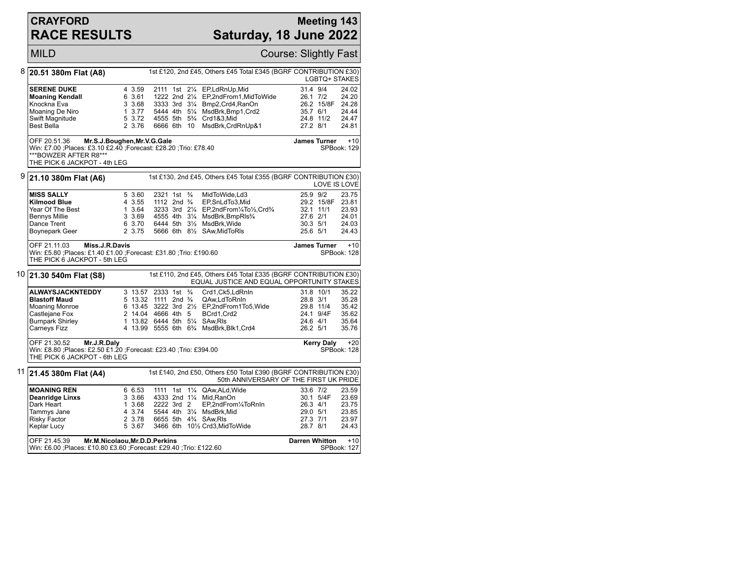# CRAYFORD RACE RESULTS

## Meeting 143 Saturday, 18 June 2022

MILD — Course: Slightly Fast

### 8 — 20.51 380m Flat (A8)

1st £120, 2nd £45, Others £45 Total £345 (BGRF CONTRIBUTION £30) LGBTQ+ STAKES

| | | | | | | | | | | |
|---|---|---|---|---|---|---|---|---|---|---|
| **SERENE DUKE** | 4 | 3.59 | 2111 | 1st | 2¼ | EP,LdRnUp,Mid | 31.4 | 9/4 | 24.02 |
| **Moaning Kendall** | 6 | 3.61 | 1222 | 2nd | 2¼ | EP,2ndFrom1,MidToWide | 26.1 | 7/2 | 24.20 |
| Knockna Eva | 3 | 3.68 | 3333 | 3rd | 3¼ | Bmp2,Crd4,RanOn | 26.2 | 15/8F | 24.28 |
| Moaning De Niro | 1 | 3.77 | 5444 | 4th | 5¼ | MsdBrk,Bmp1,Crd2 | 35.7 | 6/1 | 24.44 |
| Swift Magnitude | 5 | 3.72 | 4555 | 5th | 5¾ | Crd1&3,Mid | 24.8 | 11/2 | 24.47 |
| Best Bella | 2 | 3.76 | 6666 | 6th | 10 | MsdBrk,CrdRnUp&1 | 27.2 | 8/1 | 24.81 |

OFF 20.51.36 **Mr.S.J.Boughen,Mr.V.G.Gale** — **James Turner** +10
Win: £7.00 ;Places: £3.10 £2.40 ;Forecast: £28.20 ;Trio: £78.40 — SPBook: 129
***BOWZER AFTER R8***
THE PICK 6 JACKPOT - 4th LEG

### 9 — 21.10 380m Flat (A6)

1st £130, 2nd £45, Others £45 Total £355 (BGRF CONTRIBUTION £30) LOVE IS LOVE

| | | | | | | | | | |
|---|---|---|---|---|---|---|---|---|---|
| **MISS SALLY** | 5 | 3.60 | 2321 | 1st | ¾ | MidToWide,Ld3 | 25.9 | 9/2 | 23.75 |
| **Kilmood Blue** | 4 | 3.55 | 1112 | 2nd | ¾ | EP,SnLdTo3,Mid | 29.2 | 15/8F | 23.81 |
| Year Of The Best | 1 | 3.64 | 3233 | 3rd | 2¼ | EP,2ndFrom¼To½,Crd¾ | 32.1 | 11/1 | 23.93 |
| Bennys Millie | 3 | 3.69 | 4555 | 4th | 3¼ | MsdBrk,BmpRls¾ | 27.6 | 2/1 | 24.01 |
| Dance Trent | 6 | 3.70 | 6444 | 5th | 3½ | MsdBrk,Wide | 30.3 | 5/1 | 24.03 |
| Boynepark Geer | 2 | 3.75 | 5666 | 6th | 8½ | SAw,MidToRls | 25.6 | 5/1 | 24.43 |

OFF 21.11.03 **Miss.J.R.Davis** — **James Turner** +10
Win: £5.80 ;Places: £1.40 £1.00 ;Forecast: £31.80 ;Trio: £190.60 — SPBook: 128
THE PICK 6 JACKPOT - 5th LEG

### 10 — 21.30 540m Flat (S8)

1st £110, 2nd £45, Others £45 Total £335 (BGRF CONTRIBUTION £30) EQUAL JUSTICE AND EQUAL OPPORTUNITY STAKES

| | | | | | | | | | |
|---|---|---|---|---|---|---|---|---|---|
| **ALWAYSJACKNTEDDY** | 3 | 13.57 | 2333 | 1st | ¾ | Crd1,Ck5,LdRnIn | 31.8 | 10/1 | 35.22 |
| **Blastoff Maud** | 5 | 13.32 | 1111 | 2nd | ¾ | QAw,LdToRnIn | 28.8 | 3/1 | 35.28 |
| Moaning Monroe | 6 | 13.45 | 3222 | 3rd | 2½ | EP,2ndFrom1To5,Wide | 29.8 | 11/4 | 35.42 |
| Castlejane Fox | 2 | 14.04 | 4666 | 4th | 5 | BCrd1,Crd2 | 24.1 | 9/4F | 35.62 |
| Burnpark Shirley | 1 | 13.82 | 6444 | 5th | 5¼ | SAw,Rls | 24.6 | 4/1 | 35.64 |
| Carneys Fizz | 4 | 13.99 | 5555 | 6th | 6¾ | MsdBrk,Blk1,Crd4 | 26.2 | 5/1 | 35.76 |

OFF 21.30.52 **Mr.J.R.Daly** — **Kerry Daly** +20
Win: £8.80 ;Places: £2.50 £1.20 ;Forecast: £23.40 ;Trio: £394.00 — SPBook: 128
THE PICK 6 JACKPOT - 6th LEG

### 11 — 21.45 380m Flat (A4)

1st £140, 2nd £50, Others £50 Total £390 (BGRF CONTRIBUTION £30) 50th ANNIVERSARY OF THE FIRST UK PRIDE

| | | | | | | | | | |
|---|---|---|---|---|---|---|---|---|---|
| **MOANING REN** | 6 | 6.53 | 1111 | 1st | 1¼ | QAw,ALd,Wide | 33.6 | 7/2 | 23.59 |
| **Deanridge Linxs** | 3 | 3.66 | 4333 | 2nd | 1¼ | Mid,RanOn | 30.1 | 5/4F | 23.69 |
| Dark Heart | 1 | 3.68 | 2222 | 3rd | 2 | EP,2ndFrom¼ToRnIn | 26.3 | 4/1 | 23.75 |
| Tammys Jane | 4 | 3.74 | 5544 | 4th | 3¼ | MsdBrk,Mid | 29.0 | 5/1 | 23.85 |
| Risky Factor | 2 | 3.78 | 6655 | 5th | 4¾ | SAw,Rls | 27.3 | 7/1 | 23.97 |
| Keplar Lucy | 5 | 3.67 | 3466 | 6th | 10½ | Crd3,MidToWide | 28.7 | 8/1 | 24.43 |

OFF 21.45.39 **Mr.M.Nicolaou,Mr.D.D.Perkins** — **Darren Whitton** +10
Win: £6.00 ;Places: £10.80 £3.60 ;Forecast: £29.40 ;Trio: £122.60 — SPBook: 127